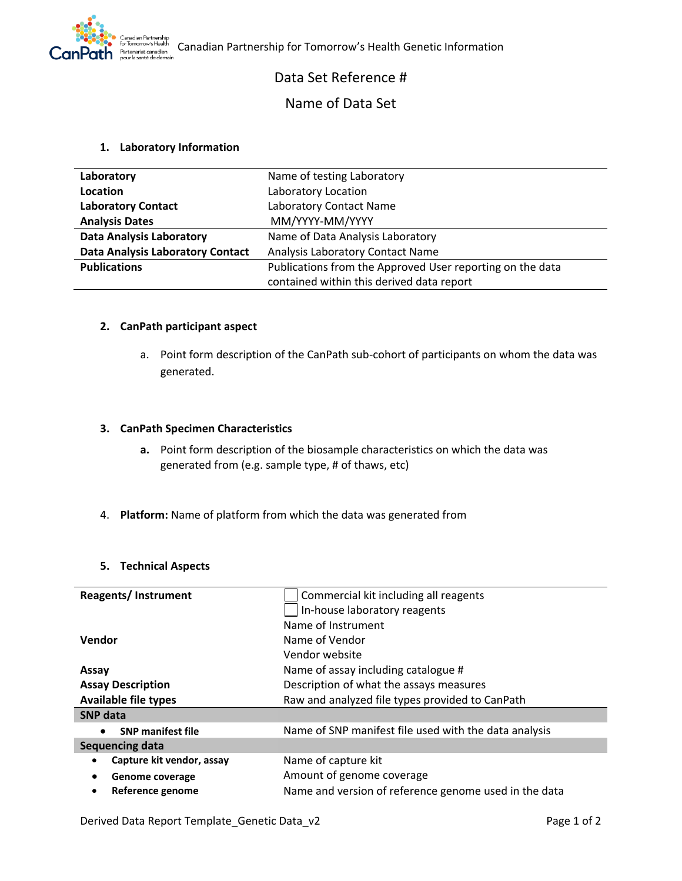Canadian Partnership for Tomorrow's Health Genetic Information

# Data Set Reference #

# Name of Data Set

## 1. Laboratory Information

| | |
|---|---|
| **Laboratory** | Name of testing Laboratory |
| **Location** | Laboratory Location |
| **Laboratory Contact** | Laboratory Contact Name |
| **Analysis Dates** | MM/YYYY-MM/YYYY |
| **Data Analysis Laboratory** | Name of Data Analysis Laboratory |
| **Data Analysis Laboratory Contact** | Analysis Laboratory Contact Name |
| **Publications** | Publications from the Approved User reporting on the data contained within this derived data report |

## 2. CanPath participant aspect

a. Point form description of the CanPath sub-cohort of participants on whom the data was generated.

## 3. CanPath Specimen Characteristics

**a.** Point form description of the biosample characteristics on which the data was generated from (e.g. sample type, # of thaws, etc)

4. **Platform:** Name of platform from which the data was generated from

## 5. Technical Aspects

| | |
|---|---|
| **Reagents/ Instrument** | ☐ Commercial kit including all reagents<br>☐ In-house laboratory reagents<br>Name of Instrument |
| **Vendor** | Name of Vendor<br>Vendor website |
| **Assay** | Name of assay including catalogue # |
| **Assay Description** | Description of what the assays measures |
| **Available file types** | Raw and analyzed file types provided to CanPath |
| **SNP data** | |
| • **SNP manifest file** | Name of SNP manifest file used with the data analysis |
| **Sequencing data** | |
| • **Capture kit vendor, assay** | Name of capture kit |
| • **Genome coverage** | Amount of genome coverage |
| • **Reference genome** | Name and version of reference genome used in the data |

Derived Data Report Template_Genetic Data_v2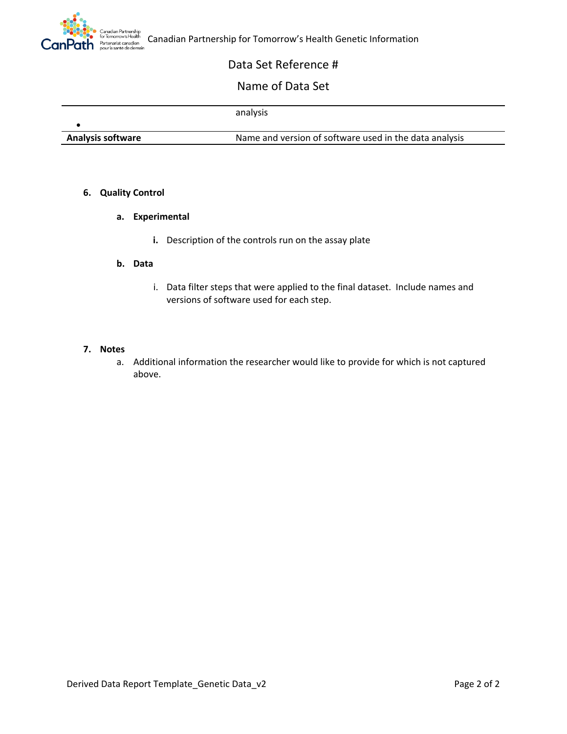Data Set Reference #

Name of Data Set

| | |
|---|---|
| • | analysis |
| **Analysis software** | Name and version of software used in the data analysis |

6. **Quality Control**

   a. **Experimental**

      **i.** Description of the controls run on the assay plate

   b. **Data**

      i. Data filter steps that were applied to the final dataset. Include names and versions of software used for each step.

7. **Notes**

   a. Additional information the researcher would like to provide for which is not captured above.